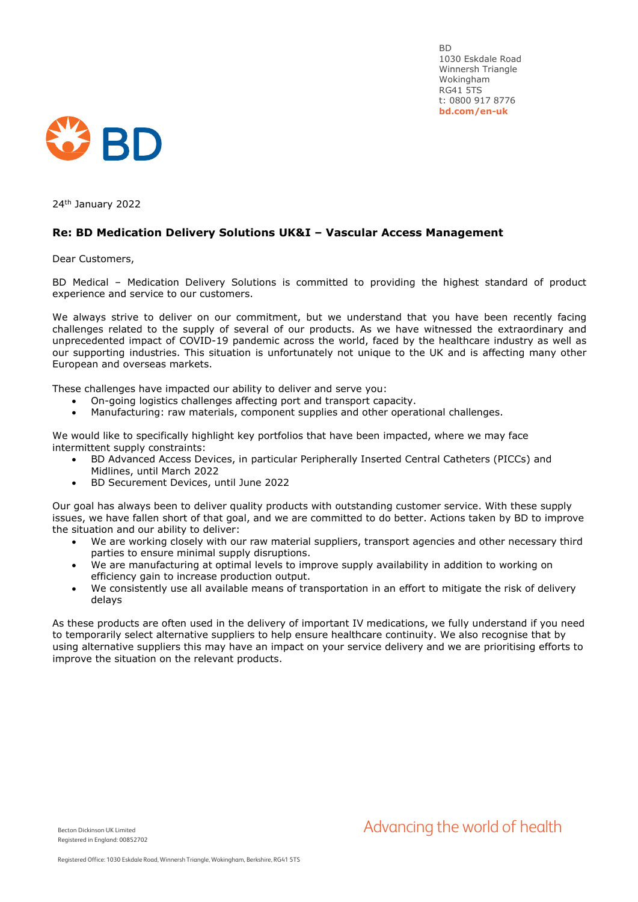BD
1030 Eskdale Road
Winnersh Triangle
Wokingham
RG41 5TS
t: 0800 917 8776
**bd.com/en-uk**

24th January 2022

**Re: BD Medication Delivery Solutions UK&I – Vascular Access Management**

Dear Customers,

BD Medical – Medication Delivery Solutions is committed to providing the highest standard of product experience and service to our customers.

We always strive to deliver on our commitment, but we understand that you have been recently facing challenges related to the supply of several of our products. As we have witnessed the extraordinary and unprecedented impact of COVID-19 pandemic across the world, faced by the healthcare industry as well as our supporting industries. This situation is unfortunately not unique to the UK and is affecting many other European and overseas markets.

These challenges have impacted our ability to deliver and serve you:

- On-going logistics challenges affecting port and transport capacity.
- Manufacturing: raw materials, component supplies and other operational challenges.

We would like to specifically highlight key portfolios that have been impacted, where we may face intermittent supply constraints:

- BD Advanced Access Devices, in particular Peripherally Inserted Central Catheters (PICCs) and Midlines, until March 2022
- BD Securement Devices, until June 2022

Our goal has always been to deliver quality products with outstanding customer service. With these supply issues, we have fallen short of that goal, and we are committed to do better. Actions taken by BD to improve the situation and our ability to deliver:

- We are working closely with our raw material suppliers, transport agencies and other necessary third parties to ensure minimal supply disruptions.
- We are manufacturing at optimal levels to improve supply availability in addition to working on efficiency gain to increase production output.
- We consistently use all available means of transportation in an effort to mitigate the risk of delivery delays

As these products are often used in the delivery of important IV medications, we fully understand if you need to temporarily select alternative suppliers to help ensure healthcare continuity. We also recognise that by using alternative suppliers this may have an impact on your service delivery and we are prioritising efforts to improve the situation on the relevant products.

Becton Dickinson UK Limited
Registered in England: 00852702

Advancing the world of health

Registered Office: 1030 Eskdale Road, Winnersh Triangle, Wokingham, Berkshire, RG41 5TS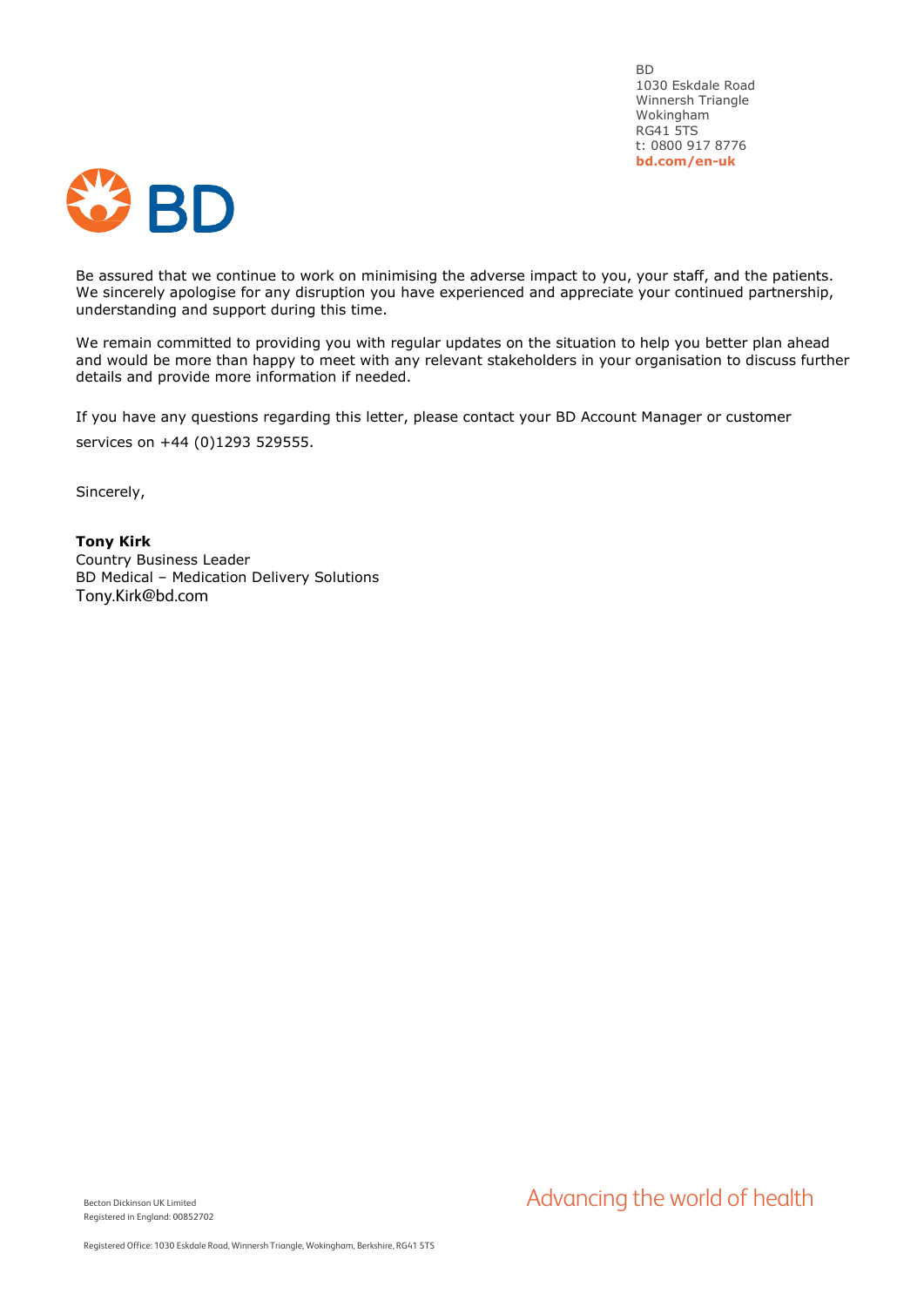BD
1030 Eskdale Road
Winnersh Triangle
Wokingham
RG41 5TS
t: 0800 917 8776
**bd.com/en-uk**

Be assured that we continue to work on minimising the adverse impact to you, your staff, and the patients. We sincerely apologise for any disruption you have experienced and appreciate your continued partnership, understanding and support during this time.

We remain committed to providing you with regular updates on the situation to help you better plan ahead and would be more than happy to meet with any relevant stakeholders in your organisation to discuss further details and provide more information if needed.

If you have any questions regarding this letter, please contact your BD Account Manager or customer services on +44 (0)1293 529555.

Sincerely,

**Tony Kirk**
Country Business Leader
BD Medical – Medication Delivery Solutions
Tony.Kirk@bd.com

Becton Dickinson UK Limited
Registered in England: 00852702

Advancing the world of health

Registered Office: 1030 Eskdale Road, Winnersh Triangle, Wokingham, Berkshire, RG41 5TS